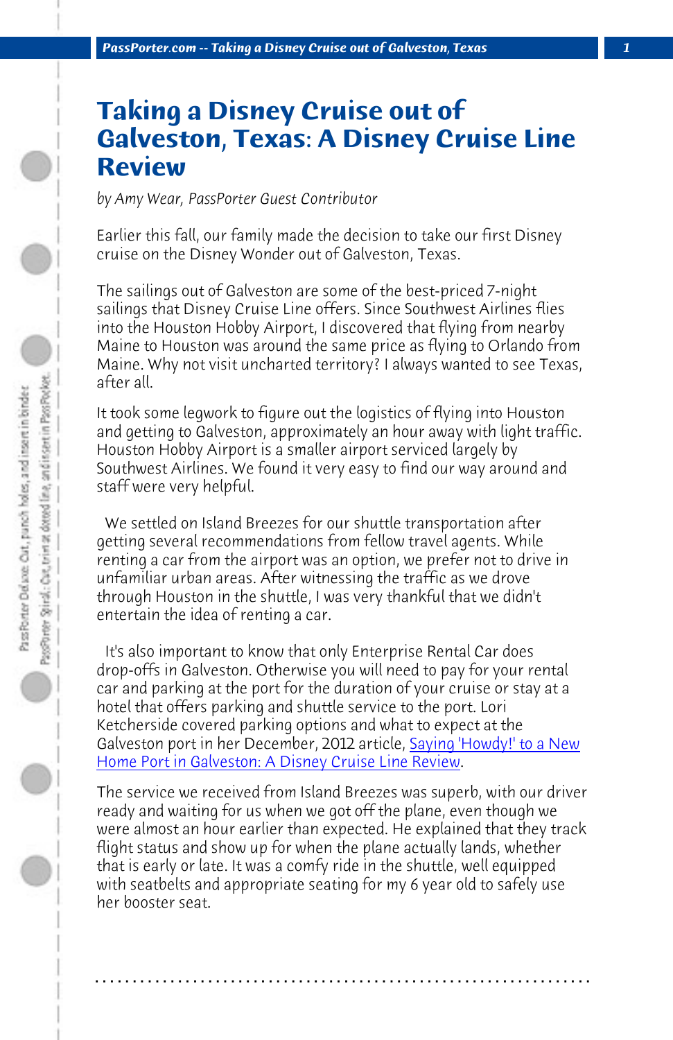# Taking a Disney Cruise out of Galveston, Texas: A Disney Cruise Line Review

*by Amy Wear, PassPorter Guest Contributor*

Earlier this fall, our family made the decision to take our first Disney cruise on the Disney Wonder out of Galveston, Texas.

The sailings out of Galveston are some of the best-priced 7-night sailings that Disney Cruise Line offers. Since Southwest Airlines flies into the Houston Hobby Airport, I discovered that flying from nearby Maine to Houston was around the same price as flying to Orlando from Maine. Why not visit uncharted territory? I always wanted to see Texas, after all.

It took some legwork to figure out the logistics of flying into Houston and getting to Galveston, approximately an hour away with light traffic. Houston Hobby Airport is a smaller airport serviced largely by Southwest Airlines. We found it very easy to find our way around and staff were very helpful.

We settled on Island Breezes for our shuttle transportation after getting several recommendations from fellow travel agents. While renting a car from the airport was an option, we prefer not to drive in unfamiliar urban areas. After witnessing the traffic as we drove through Houston in the shuttle, I was very thankful that we didn't entertain the idea of renting a car.

It's also important to know that only Enterprise Rental Car does drop-offs in Galveston. Otherwise you will need to pay for your rental car and parking at the port for the duration of your cruise or stay at a hotel that offers parking and shuttle service to the port. Lori Ketcherside covered parking options and what to expect at the Galveston port in her December, 2012 article, Saying 'Howdy!' to a New Home Port in Galveston: A Disney Cruise Line Review.

The service we received from Island Breezes was superb, with our driver ready and waiting for us when we got off the plane, even though we were almost an hour earlier than expected. He explained that they track flight status and show up for when the plane actually lands, whether that is early or late. It was a comfy ride in the shuttle, well equipped with seatbelts and appropriate seating for my 6 year old to safely use her booster seat.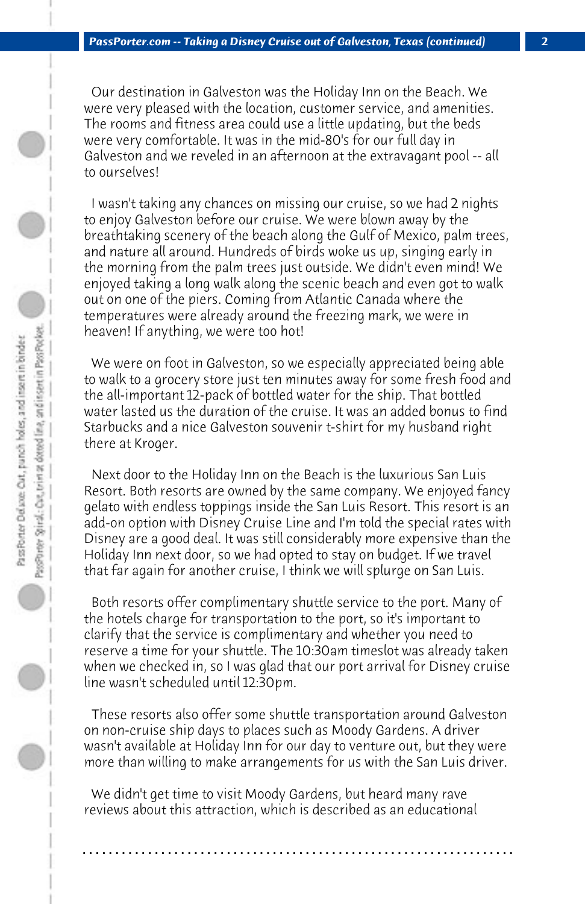Our destination in Galveston was the Holiday Inn on the Beach. We were very pleased with the location, customer service, and amenities. The rooms and fitness area could use a little updating, but the beds were very comfortable. It was in the mid-80's for our full day in Galveston and we reveled in an afternoon at the extravagant pool -- all to ourselves!

I wasn't taking any chances on missing our cruise, so we had 2 nights to enjoy Galveston before our cruise. We were blown away by the breathtaking scenery of the beach along the Gulf of Mexico, palm trees, and nature all around. Hundreds of birds woke us up, singing early in the morning from the palm trees just outside. We didn't even mind! We enjoyed taking a long walk along the scenic beach and even got to walk out on one of the piers. Coming from Atlantic Canada where the temperatures were already around the freezing mark, we were in heaven! If anything, we were too hot!

We were on foot in Galveston, so we especially appreciated being able to walk to a grocery store just ten minutes away for some fresh food and the all-important 12-pack of bottled water for the ship. That bottled water lasted us the duration of the cruise. It was an added bonus to find Starbucks and a nice Galveston souvenir t-shirt for my husband right there at Kroger.

Next door to the Holiday Inn on the Beach is the luxurious San Luis Resort. Both resorts are owned by the same company. We enjoyed fancy gelato with endless toppings inside the San Luis Resort. This resort is an add-on option with Disney Cruise Line and I'm told the special rates with Disney are a good deal. It was still considerably more expensive than the Holiday Inn next door, so we had opted to stay on budget. If we travel that far again for another cruise, I think we will splurge on San Luis.

Both resorts offer complimentary shuttle service to the port. Many of the hotels charge for transportation to the port, so it's important to clarify that the service is complimentary and whether you need to reserve a time for your shuttle. The 10:30am timeslot was already taken when we checked in, so I was glad that our port arrival for Disney cruise line wasn't scheduled until 12:30pm.

These resorts also offer some shuttle transportation around Galveston on non-cruise ship days to places such as Moody Gardens. A driver wasn't available at Holiday Inn for our day to venture out, but they were more than willing to make arrangements for us with the San Luis driver.

We didn't get time to visit Moody Gardens, but heard many rave reviews about this attraction, which is described as an educational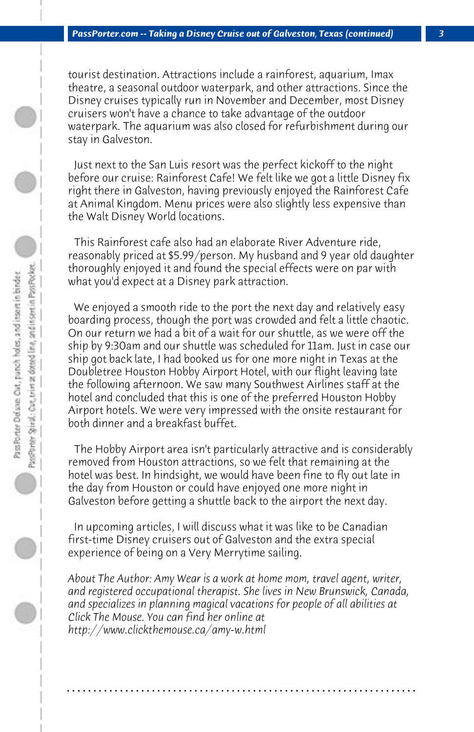tourist destination. Attractions include a rainforest, aquarium, Imax theatre, a seasonal outdoor waterpark, and other attractions. Since the Disney cruises typically run in November and December, most Disney cruisers won't have a chance to take advantage of the outdoor waterpark. The aquarium was also closed for refurbishment during our stay in Galveston.

Just next to the San Luis resort was the perfect kickoff to the night before our cruise: Rainforest Cafe! We felt like we got a little Disney fix right there in Galveston, having previously enjoyed the Rainforest Cafe at Animal Kingdom. Menu prices were also slightly less expensive than the Walt Disney World locations.

This Rainforest cafe also had an elaborate River Adventure ride, reasonably priced at $5.99/person. My husband and 9 year old daughter thoroughly enjoyed it and found the special effects were on par with what you'd expect at a Disney park attraction.

We enjoyed a smooth ride to the port the next day and relatively easy boarding process, though the port was crowded and felt a little chaotic. On our return we had a bit of a wait for our shuttle, as we were off the ship by 9:30am and our shuttle was scheduled for 11am. Just in case our ship got back late, I had booked us for one more night in Texas at the Doubletree Houston Hobby Airport Hotel, with our flight leaving late the following afternoon. We saw many Southwest Airlines staff at the hotel and concluded that this is one of the preferred Houston Hobby Airport hotels. We were very impressed with the onsite restaurant for both dinner and a breakfast buffet.

The Hobby Airport area isn't particularly attractive and is considerably removed from Houston attractions, so we felt that remaining at the hotel was best. In hindsight, we would have been fine to fly out late in the day from Houston or could have enjoyed one more night in Galveston before getting a shuttle back to the airport the next day.

In upcoming articles, I will discuss what it was like to be Canadian first-time Disney cruisers out of Galveston and the extra special experience of being on a Very Merrytime sailing.

*About The Author: Amy Wear is a work at home mom, travel agent, writer, and registered occupational therapist. She lives in New Brunswick, Canada, and specializes in planning magical vacations for people of all abilities at Click The Mouse. You can find her online at http://www.clickthemouse.ca/amy-w.html*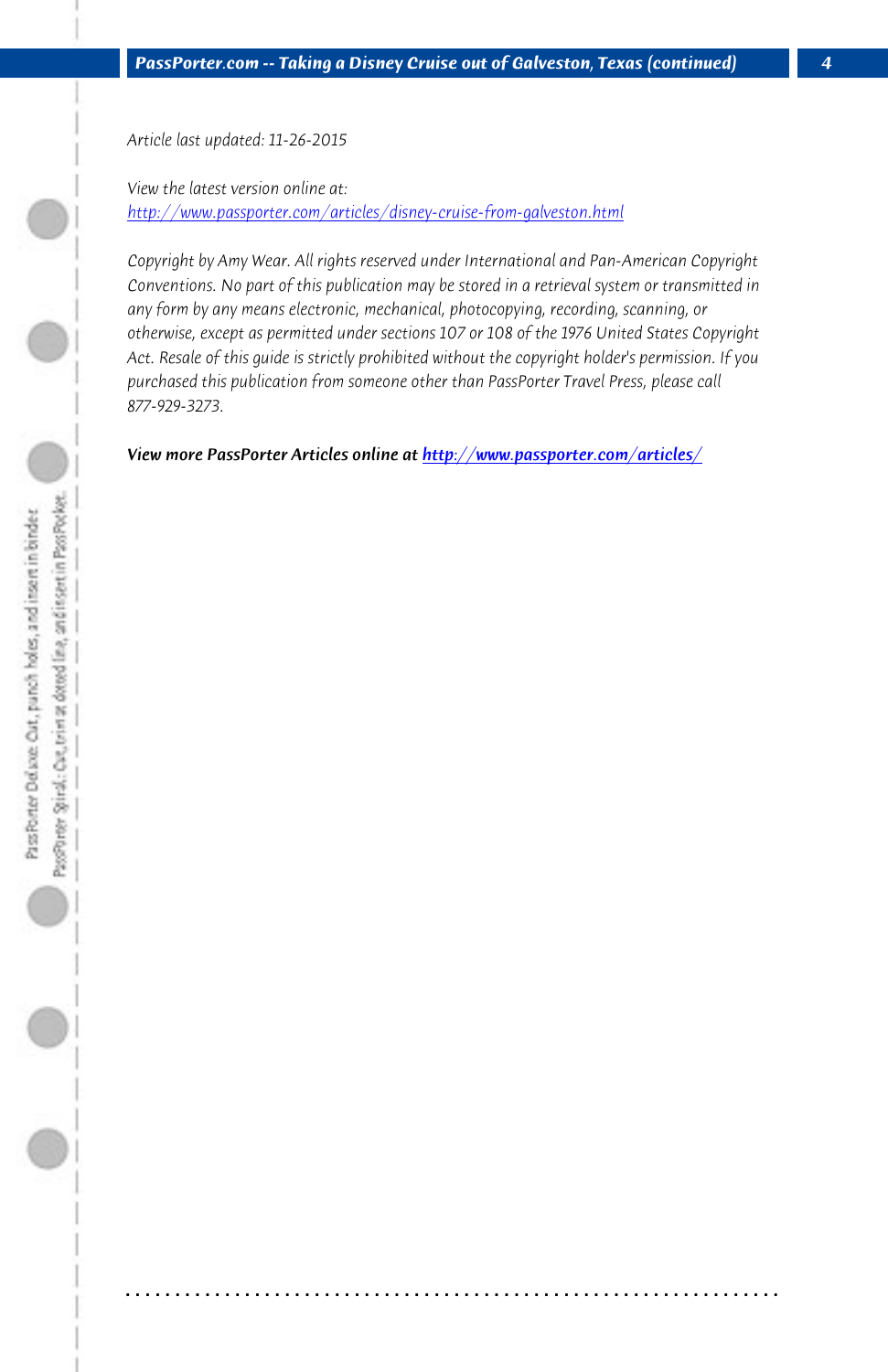*Article last updated: 11-26-2015*

*View the latest version online at:*
*http://www.passporter.com/articles/disney-cruise-from-galveston.html*

*Copyright by Amy Wear. All rights reserved under International and Pan-American Copyright Conventions. No part of this publication may be stored in a retrieval system or transmitted in any form by any means electronic, mechanical, photocopying, recording, scanning, or otherwise, except as permitted under sections 107 or 108 of the 1976 United States Copyright Act. Resale of this guide is strictly prohibited without the copyright holder's permission. If you purchased this publication from someone other than PassPorter Travel Press, please call 877-929-3273.*

***View more PassPorter Articles online at http://www.passporter.com/articles/***